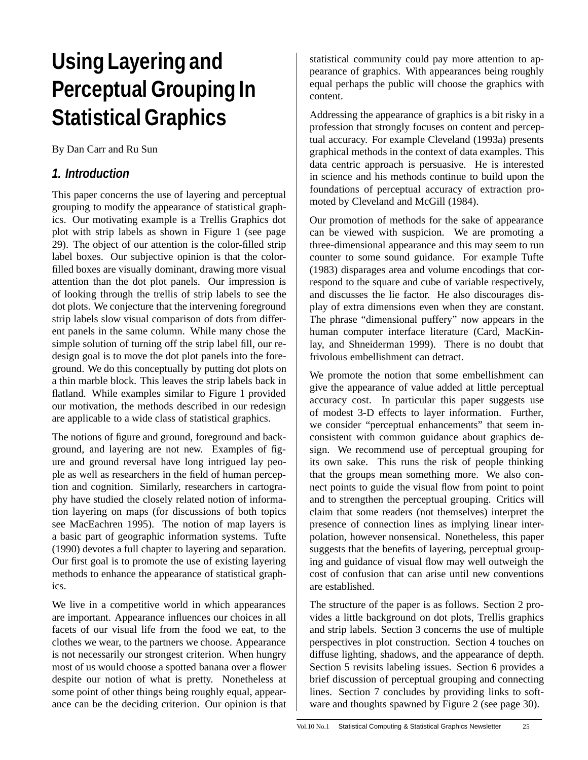# Using Layering and Perceptual Grouping In Statistical Graphics

By Dan Carr and Ru Sun

## *1. Introduction*

This paper concerns the use of layering and perceptual grouping to modify the appearance of statistical graphics. Our motivating example is a Trellis Graphics dot plot with strip labels as shown in Figure 1 (see page 29). The object of our attention is the color-filled strip label boxes. Our subjective opinion is that the color-filled boxes are visually dominant, drawing more visual attention than the dot plot panels. Our impression is of looking through the trellis of strip labels to see the dot plots. We conjecture that the intervening foreground strip labels slow visual comparison of dots from different panels in the same column. While many chose the simple solution of turning off the strip label fill, our redesign goal is to move the dot plot panels into the foreground. We do this conceptually by putting dot plots on a thin marble block. This leaves the strip labels back in flatland. While examples similar to Figure 1 provided our motivation, the methods described in our redesign are applicable to a wide class of statistical graphics.

The notions of figure and ground, foreground and background, and layering are not new. Examples of figure and ground reversal have long intrigued lay people as well as researchers in the field of human perception and cognition. Similarly, researchers in cartography have studied the closely related notion of information layering on maps (for discussions of both topics see MacEachren 1995). The notion of map layers is a basic part of geographic information systems. Tufte (1990) devotes a full chapter to layering and separation. Our first goal is to promote the use of existing layering methods to enhance the appearance of statistical graphics.

We live in a competitive world in which appearances are important. Appearance influences our choices in all facets of our visual life from the food we eat, to the clothes we wear, to the partners we choose. Appearance is not necessarily our strongest criterion. When hungry most of us would choose a spotted banana over a flower despite our notion of what is pretty. Nonetheless at some point of other things being roughly equal, appearance can be the deciding criterion. Our opinion is that statistical community could pay more attention to appearance of graphics. With appearances being roughly equal perhaps the public will choose the graphics with content.

Addressing the appearance of graphics is a bit risky in a profession that strongly focuses on content and perceptual accuracy. For example Cleveland (1993a) presents graphical methods in the context of data examples. This data centric approach is persuasive. He is interested in science and his methods continue to build upon the foundations of perceptual accuracy of extraction promoted by Cleveland and McGill (1984).

Our promotion of methods for the sake of appearance can be viewed with suspicion. We are promoting a three-dimensional appearance and this may seem to run counter to some sound guidance. For example Tufte (1983) disparages area and volume encodings that correspond to the square and cube of variable respectively, and discusses the lie factor. He also discourages display of extra dimensions even when they are constant. The phrase "dimensional puffery" now appears in the human computer interface literature (Card, MacKinlay, and Shneiderman 1999). There is no doubt that frivolous embellishment can detract.

We promote the notion that some embellishment can give the appearance of value added at little perceptual accuracy cost. In particular this paper suggests use of modest 3-D effects to layer information. Further, we consider "perceptual enhancements" that seem inconsistent with common guidance about graphics design. We recommend use of perceptual grouping for its own sake. This runs the risk of people thinking that the groups mean something more. We also connect points to guide the visual flow from point to point and to strengthen the perceptual grouping. Critics will claim that some readers (not themselves) interpret the presence of connection lines as implying linear interpolation, however nonsensical. Nonetheless, this paper suggests that the benefits of layering, perceptual grouping and guidance of visual flow may well outweigh the cost of confusion that can arise until new conventions are established.

The structure of the paper is as follows. Section 2 provides a little background on dot plots, Trellis graphics and strip labels. Section 3 concerns the use of multiple perspectives in plot construction. Section 4 touches on diffuse lighting, shadows, and the appearance of depth. Section 5 revisits labeling issues. Section 6 provides a brief discussion of perceptual grouping and connecting lines. Section 7 concludes by providing links to software and thoughts spawned by Figure 2 (see page 30).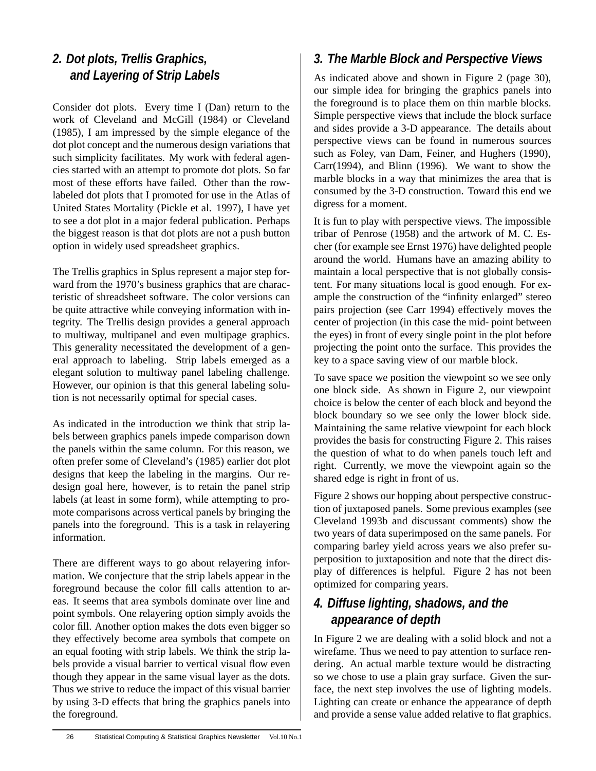## 2. Dot plots, Trellis Graphics, and Layering of Strip Labels

Consider dot plots. Every time I (Dan) return to the work of Cleveland and McGill (1984) or Cleveland (1985), I am impressed by the simple elegance of the dot plot concept and the numerous design variations that such simplicity facilitates. My work with federal agencies started with an attempt to promote dot plots. So far most of these efforts have failed. Other than the row-labeled dot plots that I promoted for use in the Atlas of United States Mortality (Pickle et al. 1997), I have yet to see a dot plot in a major federal publication. Perhaps the biggest reason is that dot plots are not a push button option in widely used spreadsheet graphics.

The Trellis graphics in Splus represent a major step forward from the 1970's business graphics that are characteristic of shreadsheet software. The color versions can be quite attractive while conveying information with integrity. The Trellis design provides a general approach to multiway, multipanel and even multipage graphics. This generality necessitated the development of a general approach to labeling. Strip labels emerged as a elegant solution to multiway panel labeling challenge. However, our opinion is that this general labeling solution is not necessarily optimal for special cases.

As indicated in the introduction we think that strip labels between graphics panels impede comparison down the panels within the same column. For this reason, we often prefer some of Cleveland's (1985) earlier dot plot designs that keep the labeling in the margins. Our redesign goal here, however, is to retain the panel strip labels (at least in some form), while attempting to promote comparisons across vertical panels by bringing the panels into the foreground. This is a task in relayering information.

There are different ways to go about relayering information. We conjecture that the strip labels appear in the foreground because the color fill calls attention to areas. It seems that area symbols dominate over line and point symbols. One relayering option simply avoids the color fill. Another option makes the dots even bigger so they effectively become area symbols that compete on an equal footing with strip labels. We think the strip labels provide a visual barrier to vertical visual flow even though they appear in the same visual layer as the dots. Thus we strive to reduce the impact of this visual barrier by using 3-D effects that bring the graphics panels into the foreground.

## 3. The Marble Block and Perspective Views

As indicated above and shown in Figure 2 (page 30), our simple idea for bringing the graphics panels into the foreground is to place them on thin marble blocks. Simple perspective views that include the block surface and sides provide a 3-D appearance. The details about perspective views can be found in numerous sources such as Foley, van Dam, Feiner, and Hughers (1990), Carr(1994), and Blinn (1996). We want to show the marble blocks in a way that minimizes the area that is consumed by the 3-D construction. Toward this end we digress for a moment.

It is fun to play with perspective views. The impossible tribar of Penrose (1958) and the artwork of M. C. Escher (for example see Ernst 1976) have delighted people around the world. Humans have an amazing ability to maintain a local perspective that is not globally consistent. For many situations local is good enough. For example the construction of the "infinity enlarged" stereo pairs projection (see Carr 1994) effectively moves the center of projection (in this case the mid- point between the eyes) in front of every single point in the plot before projecting the point onto the surface. This provides the key to a space saving view of our marble block.

To save space we position the viewpoint so we see only one block side. As shown in Figure 2, our viewpoint choice is below the center of each block and beyond the block boundary so we see only the lower block side. Maintaining the same relative viewpoint for each block provides the basis for constructing Figure 2. This raises the question of what to do when panels touch left and right. Currently, we move the viewpoint again so the shared edge is right in front of us.

Figure 2 shows our hopping about perspective construction of juxtaposed panels. Some previous examples (see Cleveland 1993b and discussant comments) show the two years of data superimposed on the same panels. For comparing barley yield across years we also prefer superposition to juxtaposition and note that the direct display of differences is helpful. Figure 2 has not been optimized for comparing years.

## 4. Diffuse lighting, shadows, and the appearance of depth

In Figure 2 we are dealing with a solid block and not a wirefame. Thus we need to pay attention to surface rendering. An actual marble texture would be distracting so we chose to use a plain gray surface. Given the surface, the next step involves the use of lighting models. Lighting can create or enhance the appearance of depth and provide a sense value added relative to flat graphics.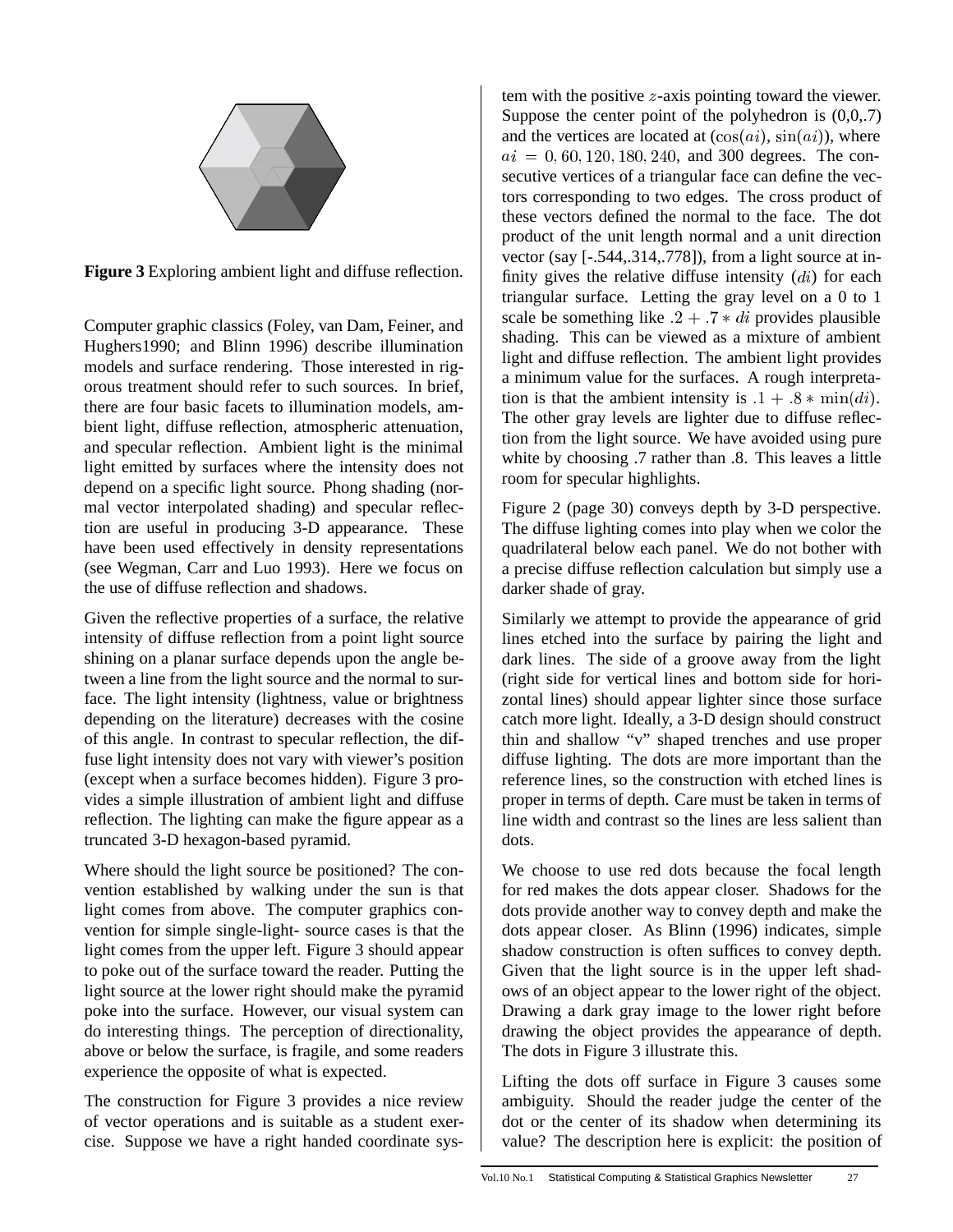**Figure 3** Exploring ambient light and diffuse reflection.

Computer graphic classics (Foley, van Dam, Feiner, and Hughers1990; and Blinn 1996) describe illumination models and surface rendering. Those interested in rigorous treatment should refer to such sources. In brief, there are four basic facets to illumination models, ambient light, diffuse reflection, atmospheric attenuation, and specular reflection. Ambient light is the minimal light emitted by surfaces where the intensity does not depend on a specific light source. Phong shading (normal vector interpolated shading) and specular reflection are useful in producing 3-D appearance. These have been used effectively in density representations (see Wegman, Carr and Luo 1993). Here we focus on the use of diffuse reflection and shadows.

Given the reflective properties of a surface, the relative intensity of diffuse reflection from a point light source shining on a planar surface depends upon the angle between a line from the light source and the normal to surface. The light intensity (lightness, value or brightness depending on the literature) decreases with the cosine of this angle. In contrast to specular reflection, the diffuse light intensity does not vary with viewer's position (except when a surface becomes hidden). Figure 3 provides a simple illustration of ambient light and diffuse reflection. The lighting can make the figure appear as a truncated 3-D hexagon-based pyramid.

Where should the light source be positioned? The convention established by walking under the sun is that light comes from above. The computer graphics convention for simple single-light- source cases is that the light comes from the upper left. Figure 3 should appear to poke out of the surface toward the reader. Putting the light source at the lower right should make the pyramid poke into the surface. However, our visual system can do interesting things. The perception of directionality, above or below the surface, is fragile, and some readers experience the opposite of what is expected.

The construction for Figure 3 provides a nice review of vector operations and is suitable as a student exercise. Suppose we have a right handed coordinate system with the positive $z$-axis pointing toward the viewer. Suppose the center point of the polyhedron is (0,0,.7) and the vertices are located at ($\cos(ai)$, $\sin(ai)$), where $ai = 0, 60, 120, 180, 240$, and 300 degrees. The consecutive vertices of a triangular face can define the vectors corresponding to two edges. The cross product of these vectors defined the normal to the face. The dot product of the unit length normal and a unit direction vector (say [-.544,.314,.778]), from a light source at infinity gives the relative diffuse intensity ($di$) for each triangular surface. Letting the gray level on a 0 to 1 scale be something like $.2 + .7 * di$ provides plausible shading. This can be viewed as a mixture of ambient light and diffuse reflection. The ambient light provides a minimum value for the surfaces. A rough interpretation is that the ambient intensity is $.1 + .8 * \min(di)$. The other gray levels are lighter due to diffuse reflection from the light source. We have avoided using pure white by choosing .7 rather than .8. This leaves a little room for specular highlights.

Figure 2 (page 30) conveys depth by 3-D perspective. The diffuse lighting comes into play when we color the quadrilateral below each panel. We do not bother with a precise diffuse reflection calculation but simply use a darker shade of gray.

Similarly we attempt to provide the appearance of grid lines etched into the surface by pairing the light and dark lines. The side of a groove away from the light (right side for vertical lines and bottom side for horizontal lines) should appear lighter since those surface catch more light. Ideally, a 3-D design should construct thin and shallow "v" shaped trenches and use proper diffuse lighting. The dots are more important than the reference lines, so the construction with etched lines is proper in terms of depth. Care must be taken in terms of line width and contrast so the lines are less salient than dots.

We choose to use red dots because the focal length for red makes the dots appear closer. Shadows for the dots provide another way to convey depth and make the dots appear closer. As Blinn (1996) indicates, simple shadow construction is often suffices to convey depth. Given that the light source is in the upper left shadows of an object appear to the lower right of the object. Drawing a dark gray image to the lower right before drawing the object provides the appearance of depth. The dots in Figure 3 illustrate this.

Lifting the dots off surface in Figure 3 causes some ambiguity. Should the reader judge the center of the dot or the center of its shadow when determining its value? The description here is explicit: the position of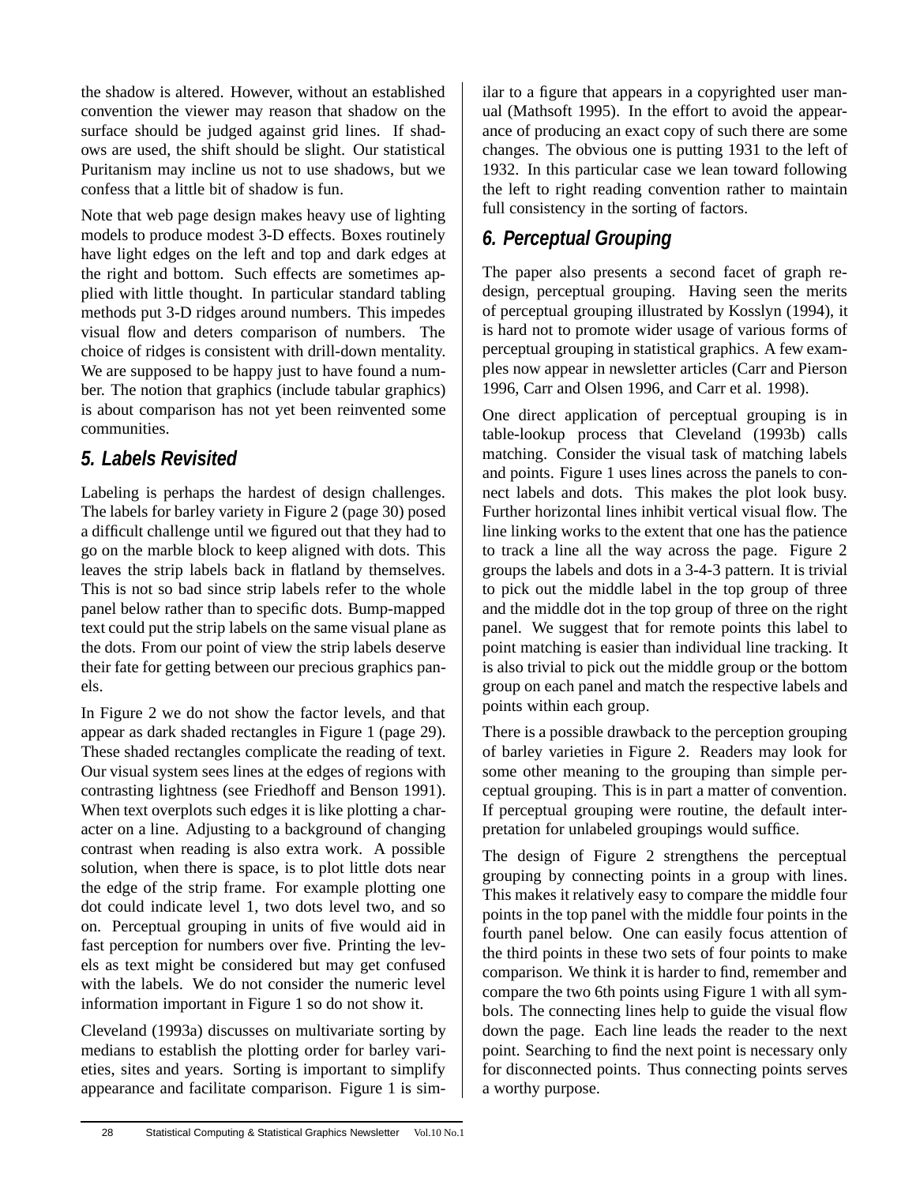the shadow is altered. However, without an established convention the viewer may reason that shadow on the surface should be judged against grid lines. If shadows are used, the shift should be slight. Our statistical Puritanism may incline us not to use shadows, but we confess that a little bit of shadow is fun.

Note that web page design makes heavy use of lighting models to produce modest 3-D effects. Boxes routinely have light edges on the left and top and dark edges at the right and bottom. Such effects are sometimes applied with little thought. In particular standard tabling methods put 3-D ridges around numbers. This impedes visual flow and deters comparison of numbers. The choice of ridges is consistent with drill-down mentality. We are supposed to be happy just to have found a number. The notion that graphics (include tabular graphics) is about comparison has not yet been reinvented some communities.

## 5. Labels Revisited

Labeling is perhaps the hardest of design challenges. The labels for barley variety in Figure 2 (page 30) posed a difficult challenge until we figured out that they had to go on the marble block to keep aligned with dots. This leaves the strip labels back in flatland by themselves. This is not so bad since strip labels refer to the whole panel below rather than to specific dots. Bump-mapped text could put the strip labels on the same visual plane as the dots. From our point of view the strip labels deserve their fate for getting between our precious graphics panels.

In Figure 2 we do not show the factor levels, and that appear as dark shaded rectangles in Figure 1 (page 29). These shaded rectangles complicate the reading of text. Our visual system sees lines at the edges of regions with contrasting lightness (see Friedhoff and Benson 1991). When text overplots such edges it is like plotting a character on a line. Adjusting to a background of changing contrast when reading is also extra work. A possible solution, when there is space, is to plot little dots near the edge of the strip frame. For example plotting one dot could indicate level 1, two dots level two, and so on. Perceptual grouping in units of five would aid in fast perception for numbers over five. Printing the levels as text might be considered but may get confused with the labels. We do not consider the numeric level information important in Figure 1 so do not show it.

Cleveland (1993a) discusses on multivariate sorting by medians to establish the plotting order for barley varieties, sites and years. Sorting is important to simplify appearance and facilitate comparison. Figure 1 is similar to a figure that appears in a copyrighted user manual (Mathsoft 1995). In the effort to avoid the appearance of producing an exact copy of such there are some changes. The obvious one is putting 1931 to the left of 1932. In this particular case we lean toward following the left to right reading convention rather to maintain full consistency in the sorting of factors.

## 6. Perceptual Grouping

The paper also presents a second facet of graph redesign, perceptual grouping. Having seen the merits of perceptual grouping illustrated by Kosslyn (1994), it is hard not to promote wider usage of various forms of perceptual grouping in statistical graphics. A few examples now appear in newsletter articles (Carr and Pierson 1996, Carr and Olsen 1996, and Carr et al. 1998).

One direct application of perceptual grouping is in table-lookup process that Cleveland (1993b) calls matching. Consider the visual task of matching labels and points. Figure 1 uses lines across the panels to connect labels and dots. This makes the plot look busy. Further horizontal lines inhibit vertical visual flow. The line linking works to the extent that one has the patience to track a line all the way across the page. Figure 2 groups the labels and dots in a 3-4-3 pattern. It is trivial to pick out the middle label in the top group of three and the middle dot in the top group of three on the right panel. We suggest that for remote points this label to point matching is easier than individual line tracking. It is also trivial to pick out the middle group or the bottom group on each panel and match the respective labels and points within each group.

There is a possible drawback to the perception grouping of barley varieties in Figure 2. Readers may look for some other meaning to the grouping than simple perceptual grouping. This is in part a matter of convention. If perceptual grouping were routine, the default interpretation for unlabeled groupings would suffice.

The design of Figure 2 strengthens the perceptual grouping by connecting points in a group with lines. This makes it relatively easy to compare the middle four points in the top panel with the middle four points in the fourth panel below. One can easily focus attention of the third points in these two sets of four points to make comparison. We think it is harder to find, remember and compare the two 6th points using Figure 1 with all symbols. The connecting lines help to guide the visual flow down the page. Each line leads the reader to the next point. Searching to find the next point is necessary only for disconnected points. Thus connecting points serves a worthy purpose.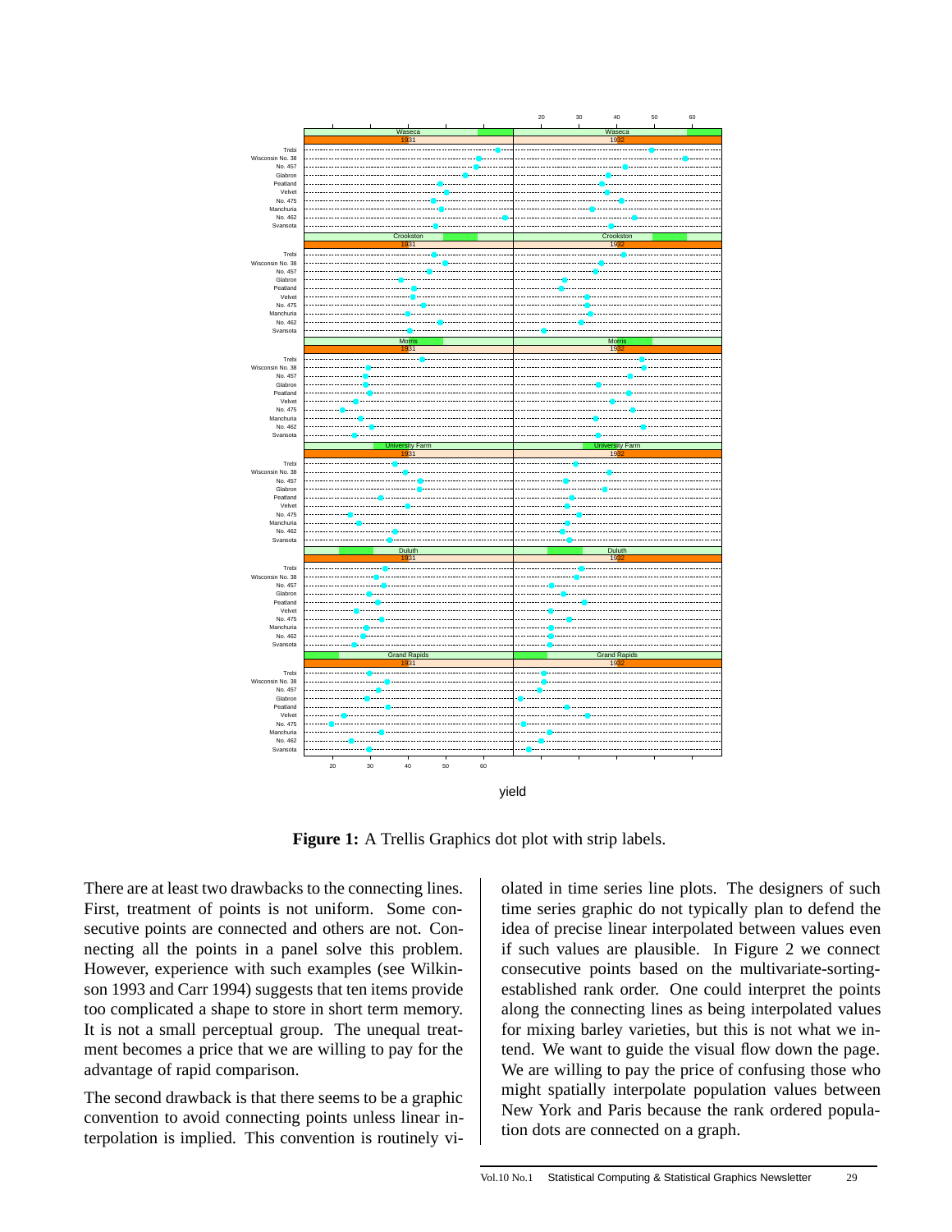**Figure 1:** A Trellis Graphics dot plot with strip labels.

There are at least two drawbacks to the connecting lines. First, treatment of points is not uniform. Some consecutive points are connected and others are not. Connecting all the points in a panel solve this problem. However, experience with such examples (see Wilkinson 1993 and Carr 1994) suggests that ten items provide too complicated a shape to store in short term memory. It is not a small perceptual group. The unequal treatment becomes a price that we are willing to pay for the advantage of rapid comparison.

The second drawback is that there seems to be a graphic convention to avoid connecting points unless linear interpolation is implied. This convention is routinely violated in time series line plots. The designers of such time series graphic do not typically plan to defend the idea of precise linear interpolated between values even if such values are plausible. In Figure 2 we connect consecutive points based on the multivariate-sorting-established rank order. One could interpret the points along the connecting lines as being interpolated values for mixing barley varieties, but this is not what we intend. We want to guide the visual flow down the page. We are willing to pay the price of confusing those who might spatially interpolate population values between New York and Paris because the rank ordered population dots are connected on a graph.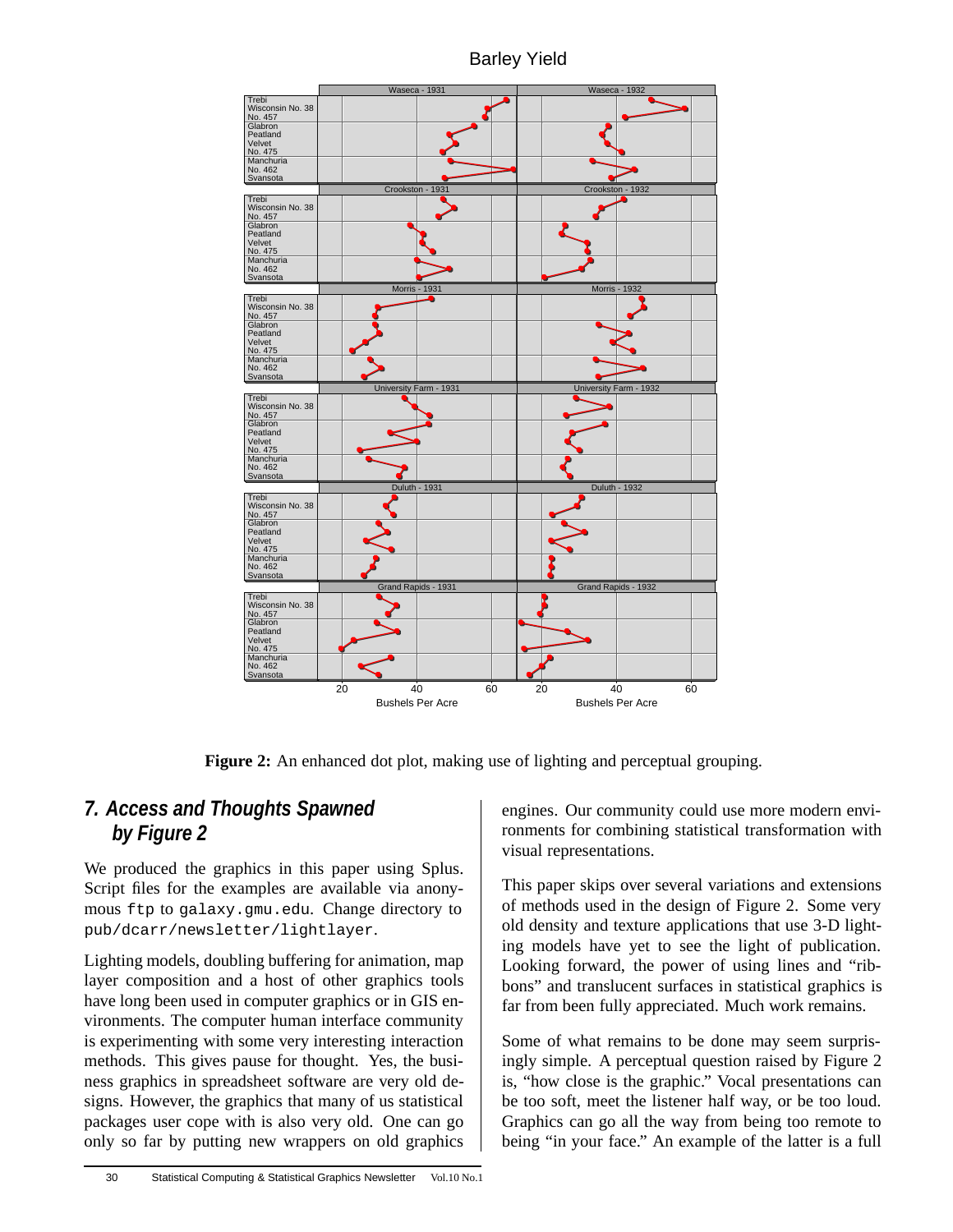Barley Yield

Figure 2: An enhanced dot plot, making use of lighting and perceptual grouping.

## 7. Access and Thoughts Spawned by Figure 2

We produced the graphics in this paper using Splus. Script files for the examples are available via anonymous `ftp` to `galaxy.gmu.edu`. Change directory to `pub/dcarr/newsletter/lightlayer`.

Lighting models, doubling buffering for animation, map layer composition and a host of other graphics tools have long been used in computer graphics or in GIS environments. The computer human interface community is experimenting with some very interesting interaction methods. This gives pause for thought. Yes, the business graphics in spreadsheet software are very old designs. However, the graphics that many of us statistical packages user cope with is also very old. One can go only so far by putting new wrappers on old graphics engines. Our community could use more modern environments for combining statistical transformation with visual representations.

This paper skips over several variations and extensions of methods used in the design of Figure 2. Some very old density and texture applications that use 3-D lighting models have yet to see the light of publication. Looking forward, the power of using lines and "ribbons" and translucent surfaces in statistical graphics is far from been fully appreciated. Much work remains.

Some of what remains to be done may seem surprisingly simple. A perceptual question raised by Figure 2 is, "how close is the graphic." Vocal presentations can be too soft, meet the listener half way, or be too loud. Graphics can go all the way from being too remote to being "in your face." An example of the latter is a full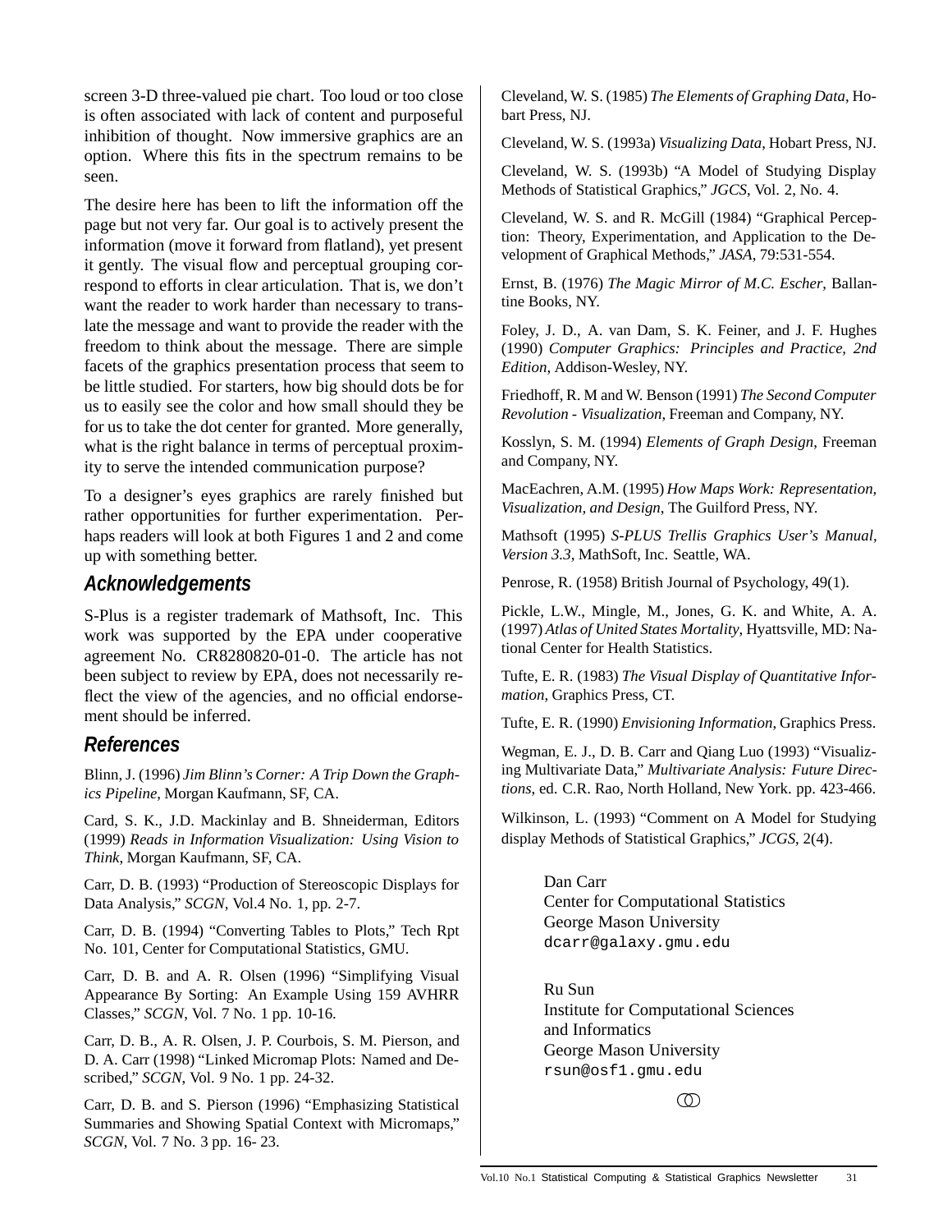screen 3-D three-valued pie chart. Too loud or too close is often associated with lack of content and purposeful inhibition of thought. Now immersive graphics are an option. Where this fits in the spectrum remains to be seen.

The desire here has been to lift the information off the page but not very far. Our goal is to actively present the information (move it forward from flatland), yet present it gently. The visual flow and perceptual grouping correspond to efforts in clear articulation. That is, we don't want the reader to work harder than necessary to translate the message and want to provide the reader with the freedom to think about the message. There are simple facets of the graphics presentation process that seem to be little studied. For starters, how big should dots be for us to easily see the color and how small should they be for us to take the dot center for granted. More generally, what is the right balance in terms of perceptual proximity to serve the intended communication purpose?

To a designer's eyes graphics are rarely finished but rather opportunities for further experimentation. Perhaps readers will look at both Figures 1 and 2 and come up with something better.

## Acknowledgements

S-Plus is a register trademark of Mathsoft, Inc. This work was supported by the EPA under cooperative agreement No. CR8280820-01-0. The article has not been subject to review by EPA, does not necessarily reflect the view of the agencies, and no official endorsement should be inferred.

## References

Blinn, J. (1996) *Jim Blinn's Corner: A Trip Down the Graphics Pipeline*, Morgan Kaufmann, SF, CA.

Card, S. K., J.D. Mackinlay and B. Shneiderman, Editors (1999) *Reads in Information Visualization: Using Vision to Think*, Morgan Kaufmann, SF, CA.

Carr, D. B. (1993) "Production of Stereoscopic Displays for Data Analysis," *SCGN*, Vol.4 No. 1, pp. 2-7.

Carr, D. B. (1994) "Converting Tables to Plots," Tech Rpt No. 101, Center for Computational Statistics, GMU.

Carr, D. B. and A. R. Olsen (1996) "Simplifying Visual Appearance By Sorting: An Example Using 159 AVHRR Classes," *SCGN*, Vol. 7 No. 1 pp. 10-16.

Carr, D. B., A. R. Olsen, J. P. Courbois, S. M. Pierson, and D. A. Carr (1998) "Linked Micromap Plots: Named and Described," *SCGN*, Vol. 9 No. 1 pp. 24-32.

Carr, D. B. and S. Pierson (1996) "Emphasizing Statistical Summaries and Showing Spatial Context with Micromaps," *SCGN*, Vol. 7 No. 3 pp. 16- 23.

Cleveland, W. S. (1985) *The Elements of Graphing Data*, Hobart Press, NJ.

Cleveland, W. S. (1993a) *Visualizing Data*, Hobart Press, NJ.

Cleveland, W. S. (1993b) "A Model of Studying Display Methods of Statistical Graphics," *JGCS*, Vol. 2, No. 4.

Cleveland, W. S. and R. McGill (1984) "Graphical Perception: Theory, Experimentation, and Application to the Development of Graphical Methods," *JASA*, 79:531-554.

Ernst, B. (1976) *The Magic Mirror of M.C. Escher*, Ballantine Books, NY.

Foley, J. D., A. van Dam, S. K. Feiner, and J. F. Hughes (1990) *Computer Graphics: Principles and Practice, 2nd Edition*, Addison-Wesley, NY.

Friedhoff, R. M and W. Benson (1991) *The Second Computer Revolution - Visualization*, Freeman and Company, NY.

Kosslyn, S. M. (1994) *Elements of Graph Design*, Freeman and Company, NY.

MacEachren, A.M. (1995) *How Maps Work: Representation, Visualization, and Design*, The Guilford Press, NY.

Mathsoft (1995) *S-PLUS Trellis Graphics User's Manual, Version 3.3*, MathSoft, Inc. Seattle, WA.

Penrose, R. (1958) British Journal of Psychology, 49(1).

Pickle, L.W., Mingle, M., Jones, G. K. and White, A. A. (1997) *Atlas of United States Mortality*, Hyattsville, MD: National Center for Health Statistics.

Tufte, E. R. (1983) *The Visual Display of Quantitative Information*, Graphics Press, CT.

Tufte, E. R. (1990) *Envisioning Information*, Graphics Press.

Wegman, E. J., D. B. Carr and Qiang Luo (1993) "Visualizing Multivariate Data," *Multivariate Analysis: Future Directions*, ed. C.R. Rao, North Holland, New York. pp. 423-466.

Wilkinson, L. (1993) "Comment on A Model for Studying display Methods of Statistical Graphics," *JCGS*, 2(4).

Dan Carr
Center for Computational Statistics
George Mason University
dcarr@galaxy.gmu.edu

Ru Sun
Institute for Computational Sciences and Informatics
George Mason University
rsun@osf1.gmu.edu